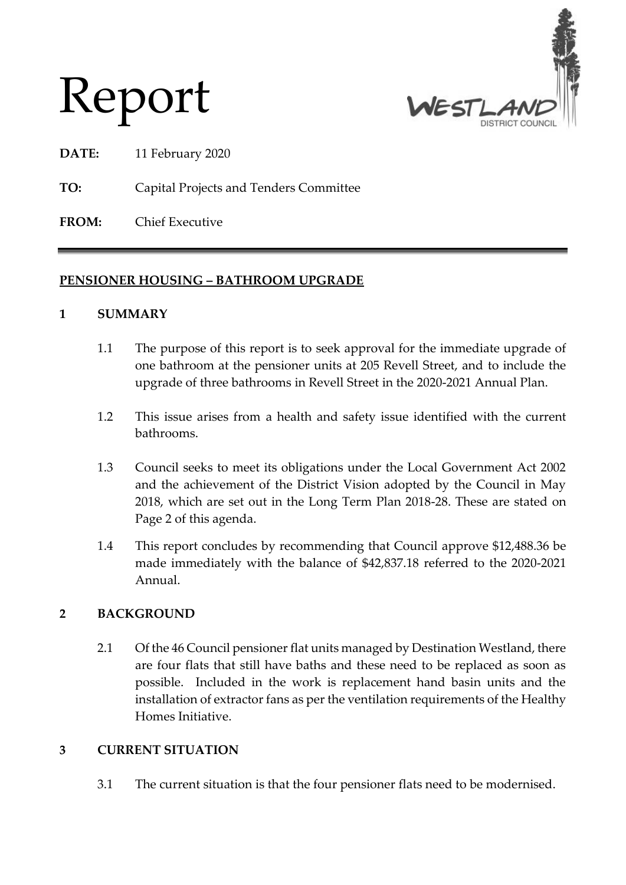# Report

**DATE:** 11 February 2020

**TO:** Capital Projects and Tenders Committee

**FROM:** Chief Executive

---

## PENSIONER HOUSING – BATHROOM UPGRADE

### 1 SUMMARY

1.1 The purpose of this report is to seek approval for the immediate upgrade of one bathroom at the pensioner units at 205 Revell Street, and to include the upgrade of three bathrooms in Revell Street in the 2020-2021 Annual Plan.

1.2 This issue arises from a health and safety issue identified with the current bathrooms.

1.3 Council seeks to meet its obligations under the Local Government Act 2002 and the achievement of the District Vision adopted by the Council in May 2018, which are set out in the Long Term Plan 2018-28. These are stated on Page 2 of this agenda.

1.4 This report concludes by recommending that Council approve $12,488.36 be made immediately with the balance of $42,837.18 referred to the 2020-2021 Annual.

### 2 BACKGROUND

2.1 Of the 46 Council pensioner flat units managed by Destination Westland, there are four flats that still have baths and these need to be replaced as soon as possible. Included in the work is replacement hand basin units and the installation of extractor fans as per the ventilation requirements of the Healthy Homes Initiative.

### 3 CURRENT SITUATION

3.1 The current situation is that the four pensioner flats need to be modernised.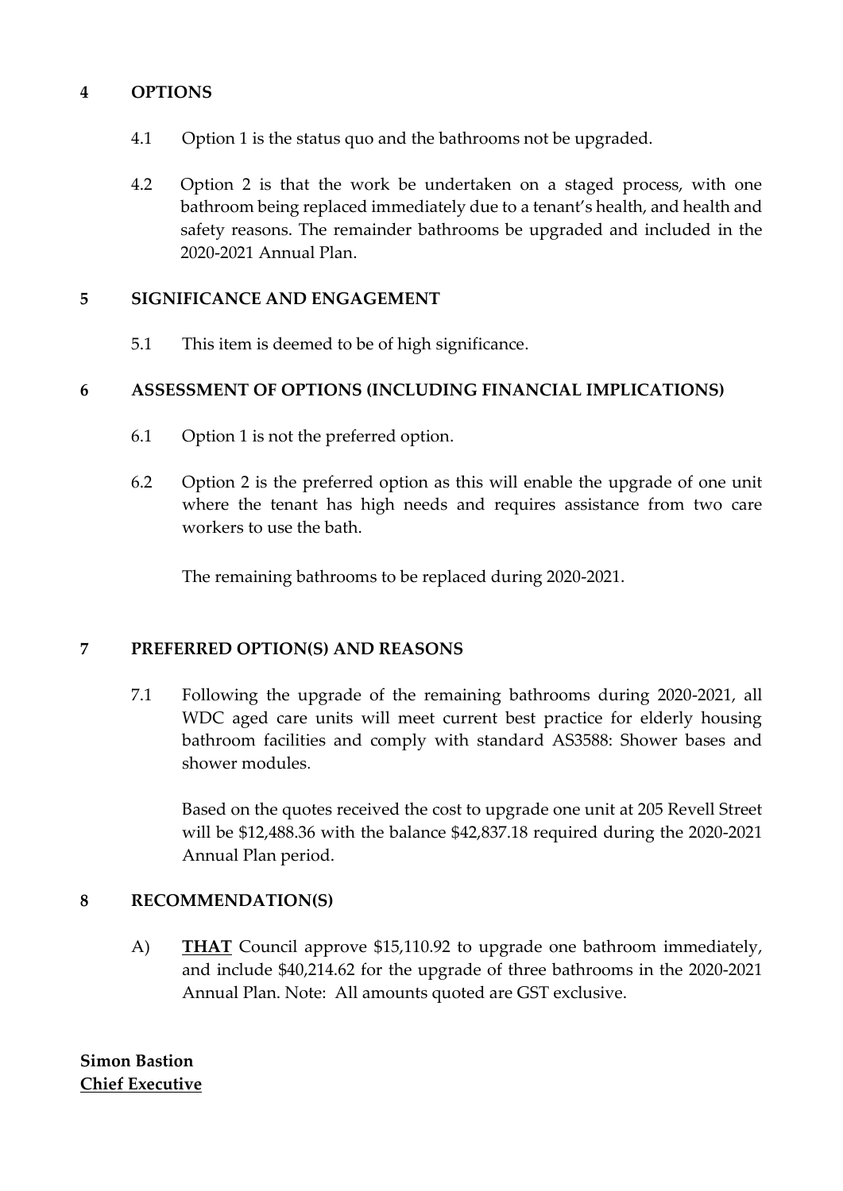## 4 OPTIONS

4.1 Option 1 is the status quo and the bathrooms not be upgraded.

4.2 Option 2 is that the work be undertaken on a staged process, with one bathroom being replaced immediately due to a tenant's health, and health and safety reasons. The remainder bathrooms be upgraded and included in the 2020-2021 Annual Plan.

## 5 SIGNIFICANCE AND ENGAGEMENT

5.1 This item is deemed to be of high significance.

## 6 ASSESSMENT OF OPTIONS (INCLUDING FINANCIAL IMPLICATIONS)

6.1 Option 1 is not the preferred option.

6.2 Option 2 is the preferred option as this will enable the upgrade of one unit where the tenant has high needs and requires assistance from two care workers to use the bath.

The remaining bathrooms to be replaced during 2020-2021.

## 7 PREFERRED OPTION(S) AND REASONS

7.1 Following the upgrade of the remaining bathrooms during 2020-2021, all WDC aged care units will meet current best practice for elderly housing bathroom facilities and comply with standard AS3588: Shower bases and shower modules.

Based on the quotes received the cost to upgrade one unit at 205 Revell Street will be $12,488.36 with the balance $42,837.18 required during the 2020-2021 Annual Plan period.

## 8 RECOMMENDATION(S)

A) **<u>THAT</u>** Council approve $15,110.92 to upgrade one bathroom immediately, and include $40,214.62 for the upgrade of three bathrooms in the 2020-2021 Annual Plan. Note: All amounts quoted are GST exclusive.

**Simon Bastion**
**<u>Chief Executive</u>**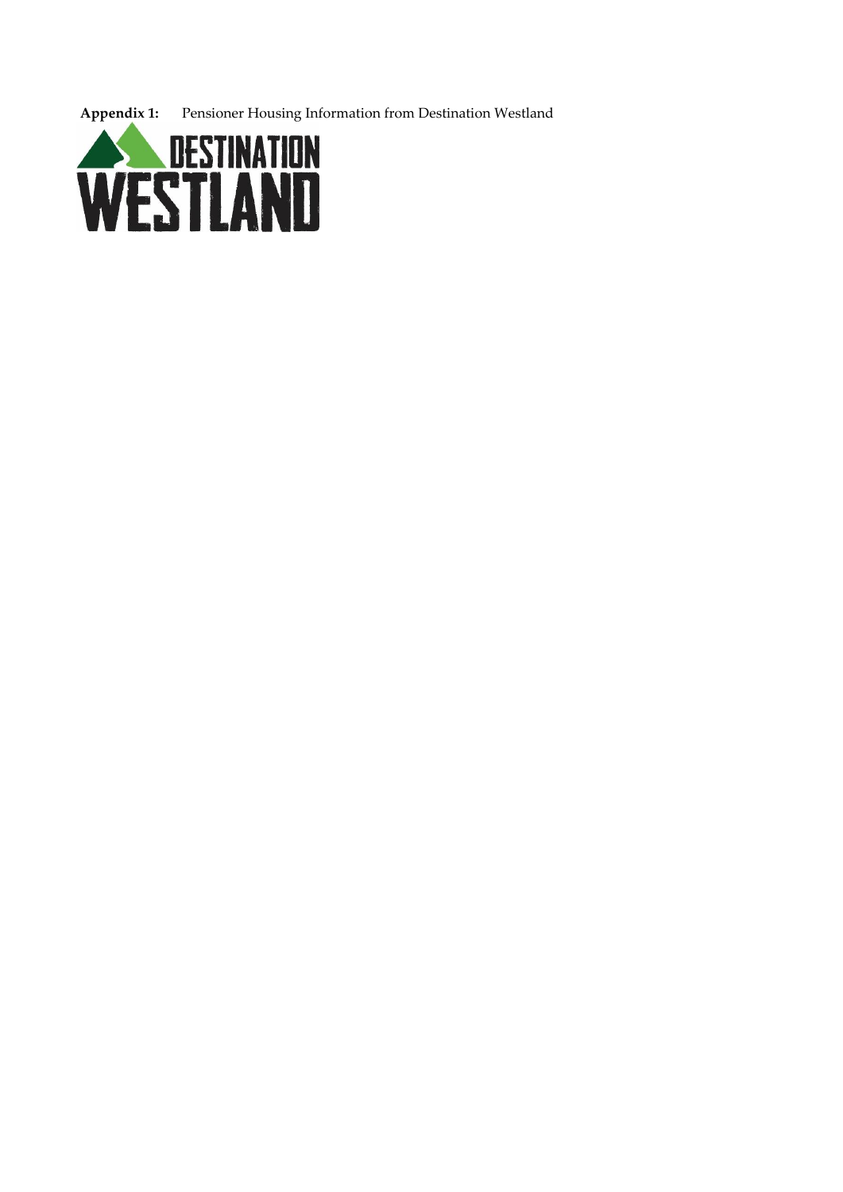**Appendix 1:** Pensioner Housing Information from Destination Westland

DESTINATION WESTLAND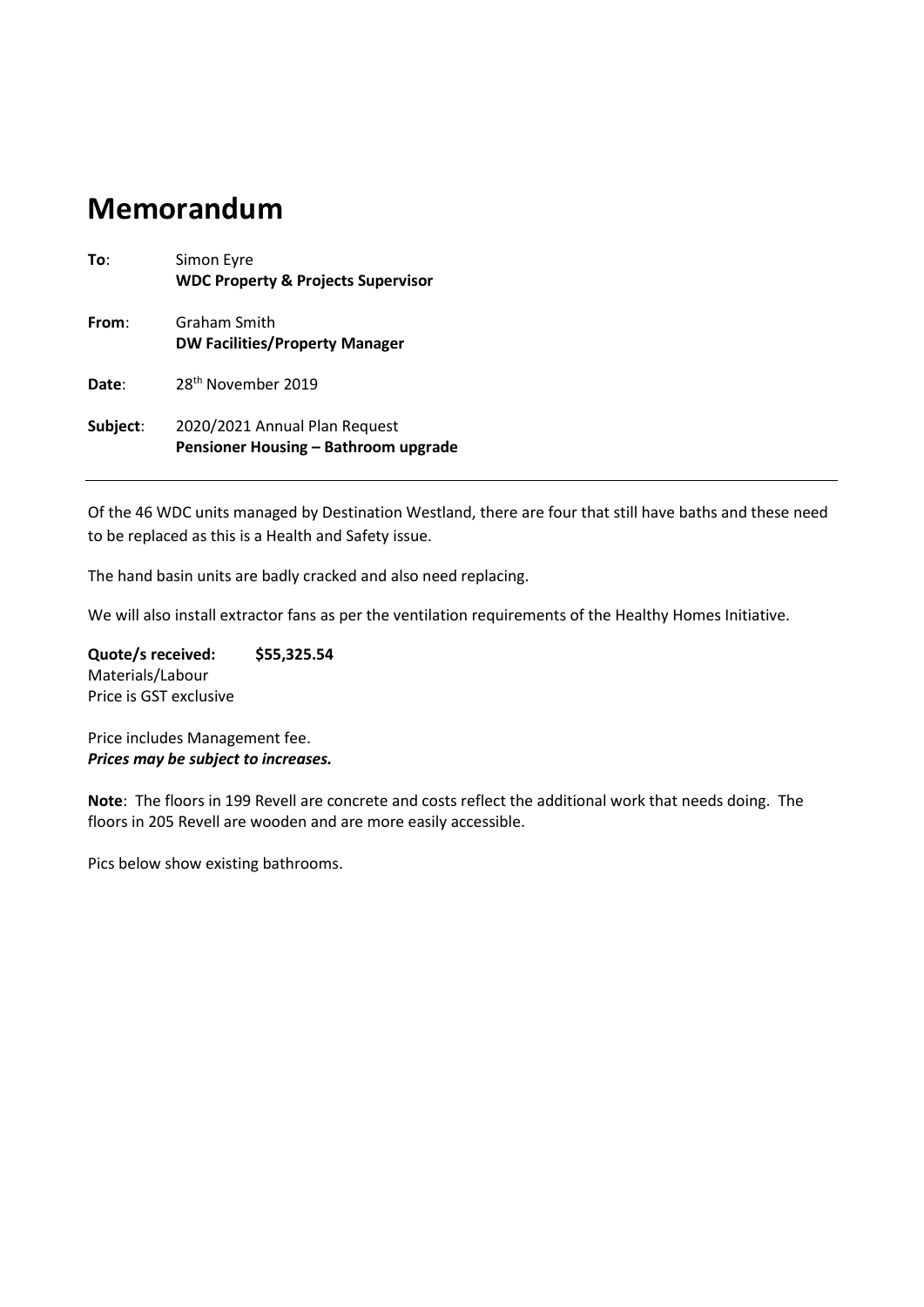# Memorandum

**To**: Simon Eyre
**WDC Property & Projects Supervisor**

**From**: Graham Smith
**DW Facilities/Property Manager**

**Date**: 28th November 2019

**Subject**: 2020/2021 Annual Plan Request
**Pensioner Housing – Bathroom upgrade**

---

Of the 46 WDC units managed by Destination Westland, there are four that still have baths and these need to be replaced as this is a Health and Safety issue.

The hand basin units are badly cracked and also need replacing.

We will also install extractor fans as per the ventilation requirements of the Healthy Homes Initiative.

**Quote/s received: $55,325.54**
Materials/Labour
Price is GST exclusive

Price includes Management fee.
***Prices may be subject to increases.***

**Note**: The floors in 199 Revell are concrete and costs reflect the additional work that needs doing. The floors in 205 Revell are wooden and are more easily accessible.

Pics below show existing bathrooms.